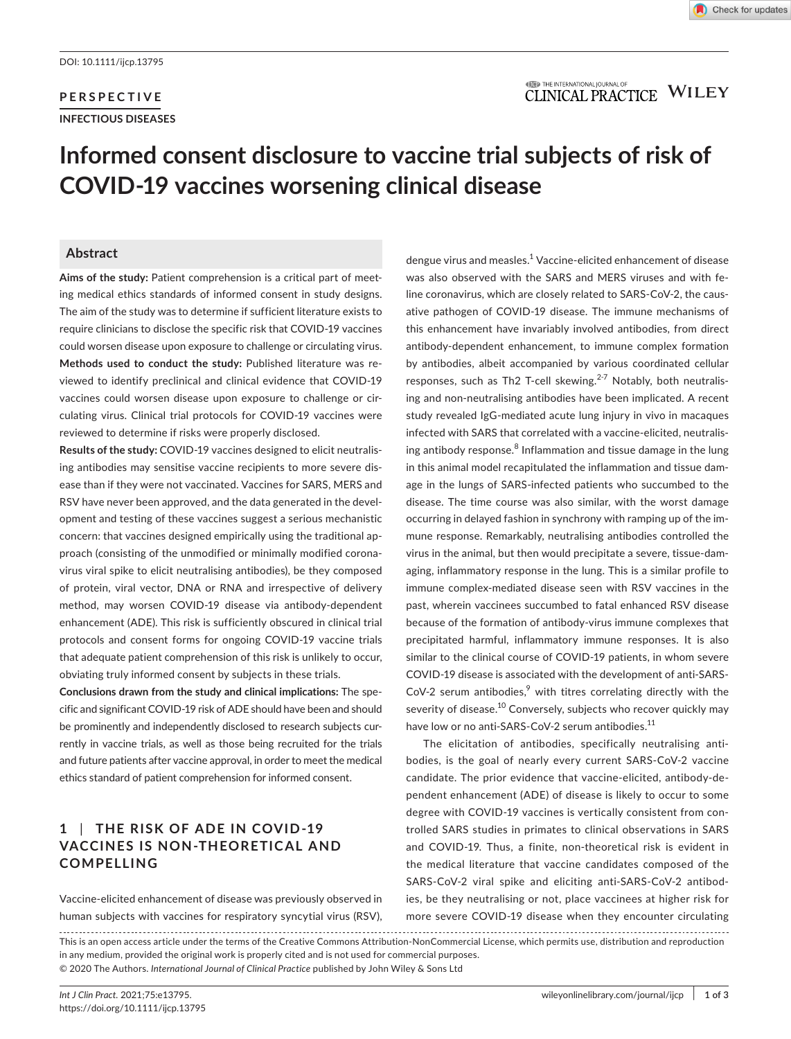DOI: 10.1111/ijcp.13795

**PERSPECTIVE**

**INFECTIOUS DISEASES**

# Informed consent disclosure to vaccine trial subjects of risk of COVID-19 vaccines worsening clinical disease

## Abstract

**Aims of the study:** Patient comprehension is a critical part of meeting medical ethics standards of informed consent in study designs. The aim of the study was to determine if sufficient literature exists to require clinicians to disclose the specific risk that COVID-19 vaccines could worsen disease upon exposure to challenge or circulating virus.

**Methods used to conduct the study:** Published literature was reviewed to identify preclinical and clinical evidence that COVID-19 vaccines could worsen disease upon exposure to challenge or circulating virus. Clinical trial protocols for COVID-19 vaccines were reviewed to determine if risks were properly disclosed.

**Results of the study:** COVID-19 vaccines designed to elicit neutralising antibodies may sensitise vaccine recipients to more severe disease than if they were not vaccinated. Vaccines for SARS, MERS and RSV have never been approved, and the data generated in the development and testing of these vaccines suggest a serious mechanistic concern: that vaccines designed empirically using the traditional approach (consisting of the unmodified or minimally modified coronavirus viral spike to elicit neutralising antibodies), be they composed of protein, viral vector, DNA or RNA and irrespective of delivery method, may worsen COVID-19 disease via antibody-dependent enhancement (ADE). This risk is sufficiently obscured in clinical trial protocols and consent forms for ongoing COVID-19 vaccine trials that adequate patient comprehension of this risk is unlikely to occur, obviating truly informed consent by subjects in these trials.

**Conclusions drawn from the study and clinical implications:** The specific and significant COVID-19 risk of ADE should have been and should be prominently and independently disclosed to research subjects currently in vaccine trials, as well as those being recruited for the trials and future patients after vaccine approval, in order to meet the medical ethics standard of patient comprehension for informed consent.

## 1 | THE RISK OF ADE IN COVID-19 VACCINES IS NON-THEORETICAL AND COMPELLING

Vaccine-elicited enhancement of disease was previously observed in human subjects with vaccines for respiratory syncytial virus (RSV), dengue virus and measles.[1] Vaccine-elicited enhancement of disease was also observed with the SARS and MERS viruses and with feline coronavirus, which are closely related to SARS-CoV-2, the causative pathogen of COVID-19 disease. The immune mechanisms of this enhancement have invariably involved antibodies, from direct antibody-dependent enhancement, to immune complex formation by antibodies, albeit accompanied by various coordinated cellular responses, such as Th2 T-cell skewing.[2-7] Notably, both neutralising and non-neutralising antibodies have been implicated. A recent study revealed IgG-mediated acute lung injury in vivo in macaques infected with SARS that correlated with a vaccine-elicited, neutralising antibody response.[8] Inflammation and tissue damage in the lung in this animal model recapitulated the inflammation and tissue damage in the lungs of SARS-infected patients who succumbed to the disease. The time course was also similar, with the worst damage occurring in delayed fashion in synchrony with ramping up of the immune response. Remarkably, neutralising antibodies controlled the virus in the animal, but then would precipitate a severe, tissue-damaging, inflammatory response in the lung. This is a similar profile to immune complex-mediated disease seen with RSV vaccines in the past, wherein vaccinees succumbed to fatal enhanced RSV disease because of the formation of antibody-virus immune complexes that precipitated harmful, inflammatory immune responses. It is also similar to the clinical course of COVID-19 patients, in whom severe COVID-19 disease is associated with the development of anti-SARS-CoV-2 serum antibodies,[9] with titres correlating directly with the severity of disease.[10] Conversely, subjects who recover quickly may have low or no anti-SARS-CoV-2 serum antibodies.[11]

The elicitation of antibodies, specifically neutralising antibodies, is the goal of nearly every current SARS-CoV-2 vaccine candidate. The prior evidence that vaccine-elicited, antibody-dependent enhancement (ADE) of disease is likely to occur to some degree with COVID-19 vaccines is vertically consistent from controlled SARS studies in primates to clinical observations in SARS and COVID-19. Thus, a finite, non-theoretical risk is evident in the medical literature that vaccine candidates composed of the SARS-CoV-2 viral spike and eliciting anti-SARS-CoV-2 antibodies, be they neutralising or not, place vaccinees at higher risk for more severe COVID-19 disease when they encounter circulating

This is an open access article under the terms of the Creative Commons Attribution-NonCommercial License, which permits use, distribution and reproduction in any medium, provided the original work is properly cited and is not used for commercial purposes.
© 2020 The Authors. *International Journal of Clinical Practice* published by John Wiley & Sons Ltd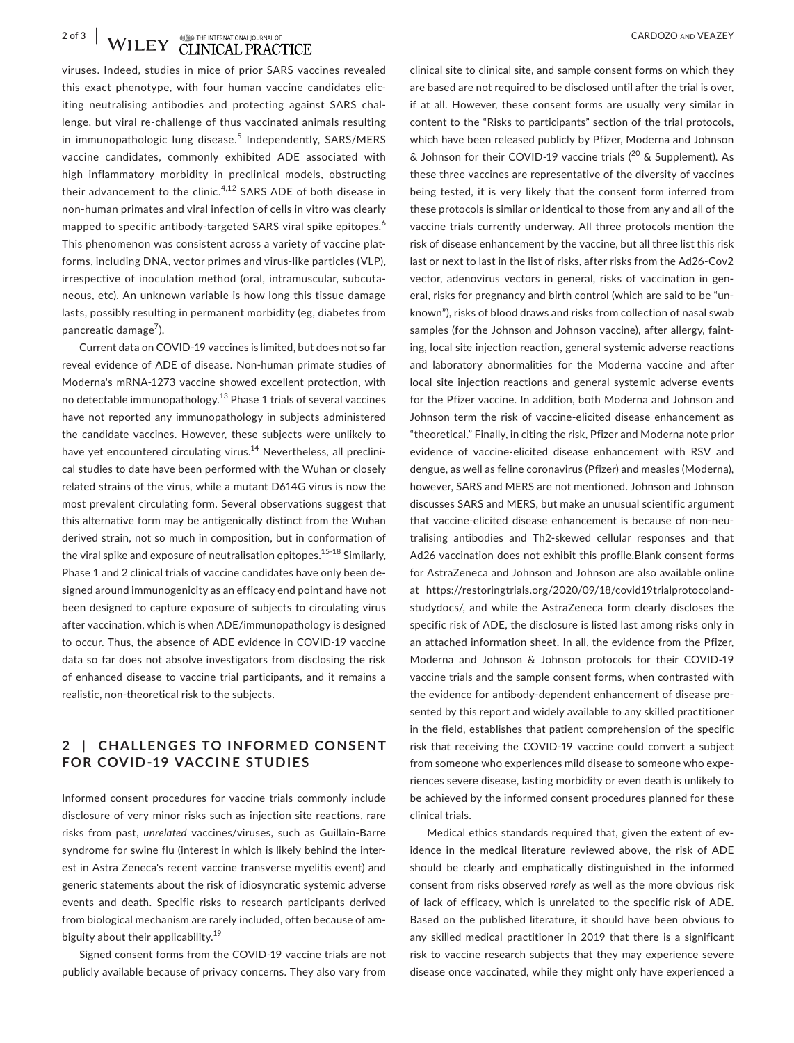viruses. Indeed, studies in mice of prior SARS vaccines revealed this exact phenotype, with four human vaccine candidates eliciting neutralising antibodies and protecting against SARS challenge, but viral re-challenge of thus vaccinated animals resulting in immunopathologic lung disease.[5] Independently, SARS/MERS vaccine candidates, commonly exhibited ADE associated with high inflammatory morbidity in preclinical models, obstructing their advancement to the clinic.[4,12] SARS ADE of both disease in non-human primates and viral infection of cells in vitro was clearly mapped to specific antibody-targeted SARS viral spike epitopes.[6] This phenomenon was consistent across a variety of vaccine platforms, including DNA, vector primes and virus-like particles (VLP), irrespective of inoculation method (oral, intramuscular, subcutaneous, etc). An unknown variable is how long this tissue damage lasts, possibly resulting in permanent morbidity (eg, diabetes from pancreatic damage[7]).

Current data on COVID-19 vaccines is limited, but does not so far reveal evidence of ADE of disease. Non-human primate studies of Moderna's mRNA-1273 vaccine showed excellent protection, with no detectable immunopathology.[13] Phase 1 trials of several vaccines have not reported any immunopathology in subjects administered the candidate vaccines. However, these subjects were unlikely to have yet encountered circulating virus.[14] Nevertheless, all preclinical studies to date have been performed with the Wuhan or closely related strains of the virus, while a mutant D614G virus is now the most prevalent circulating form. Several observations suggest that this alternative form may be antigenically distinct from the Wuhan derived strain, not so much in composition, but in conformation of the viral spike and exposure of neutralisation epitopes.[15-18] Similarly, Phase 1 and 2 clinical trials of vaccine candidates have only been designed around immunogenicity as an efficacy end point and have not been designed to capture exposure of subjects to circulating virus after vaccination, which is when ADE/immunopathology is designed to occur. Thus, the absence of ADE evidence in COVID-19 vaccine data so far does not absolve investigators from disclosing the risk of enhanced disease to vaccine trial participants, and it remains a realistic, non-theoretical risk to the subjects.

## 2 | CHALLENGES TO INFORMED CONSENT FOR COVID-19 VACCINE STUDIES

Informed consent procedures for vaccine trials commonly include disclosure of very minor risks such as injection site reactions, rare risks from past, *unrelated* vaccines/viruses, such as Guillain-Barre syndrome for swine flu (interest in which is likely behind the interest in Astra Zeneca's recent vaccine transverse myelitis event) and generic statements about the risk of idiosyncratic systemic adverse events and death. Specific risks to research participants derived from biological mechanism are rarely included, often because of ambiguity about their applicability.[19]

Signed consent forms from the COVID-19 vaccine trials are not publicly available because of privacy concerns. They also vary from clinical site to clinical site, and sample consent forms on which they are based are not required to be disclosed until after the trial is over, if at all. However, these consent forms are usually very similar in content to the "Risks to participants" section of the trial protocols, which have been released publicly by Pfizer, Moderna and Johnson & Johnson for their COVID-19 vaccine trials ([20] & Supplement). As these three vaccines are representative of the diversity of vaccines being tested, it is very likely that the consent form inferred from these protocols is similar or identical to those from any and all of the vaccine trials currently underway. All three protocols mention the risk of disease enhancement by the vaccine, but all three list this risk last or next to last in the list of risks, after risks from the Ad26-Cov2 vector, adenovirus vectors in general, risks of vaccination in general, risks for pregnancy and birth control (which are said to be "unknown"), risks of blood draws and risks from collection of nasal swab samples (for the Johnson and Johnson vaccine), after allergy, fainting, local site injection reaction, general systemic adverse reactions and laboratory abnormalities for the Moderna vaccine and after local site injection reactions and general systemic adverse events for the Pfizer vaccine. In addition, both Moderna and Johnson and Johnson term the risk of vaccine-elicited disease enhancement as "theoretical." Finally, in citing the risk, Pfizer and Moderna note prior evidence of vaccine-elicited disease enhancement with RSV and dengue, as well as feline coronavirus (Pfizer) and measles (Moderna), however, SARS and MERS are not mentioned. Johnson and Johnson discusses SARS and MERS, but make an unusual scientific argument that vaccine-elicited disease enhancement is because of non-neutralising antibodies and Th2-skewed cellular responses and that Ad26 vaccination does not exhibit this profile.Blank consent forms for AstraZeneca and Johnson and Johnson are also available online at https://restoringtrials.org/2020/09/18/covid19trialprotocolandstudydocs/, and while the AstraZeneca form clearly discloses the specific risk of ADE, the disclosure is listed last among risks only in an attached information sheet. In all, the evidence from the Pfizer, Moderna and Johnson & Johnson protocols for their COVID-19 vaccine trials and the sample consent forms, when contrasted with the evidence for antibody-dependent enhancement of disease presented by this report and widely available to any skilled practitioner in the field, establishes that patient comprehension of the specific risk that receiving the COVID-19 vaccine could convert a subject from someone who experiences mild disease to someone who experiences severe disease, lasting morbidity or even death is unlikely to be achieved by the informed consent procedures planned for these clinical trials.

Medical ethics standards required that, given the extent of evidence in the medical literature reviewed above, the risk of ADE should be clearly and emphatically distinguished in the informed consent from risks observed *rarely* as well as the more obvious risk of lack of efficacy, which is unrelated to the specific risk of ADE. Based on the published literature, it should have been obvious to any skilled medical practitioner in 2019 that there is a significant risk to vaccine research subjects that they may experience severe disease once vaccinated, while they might only have experienced a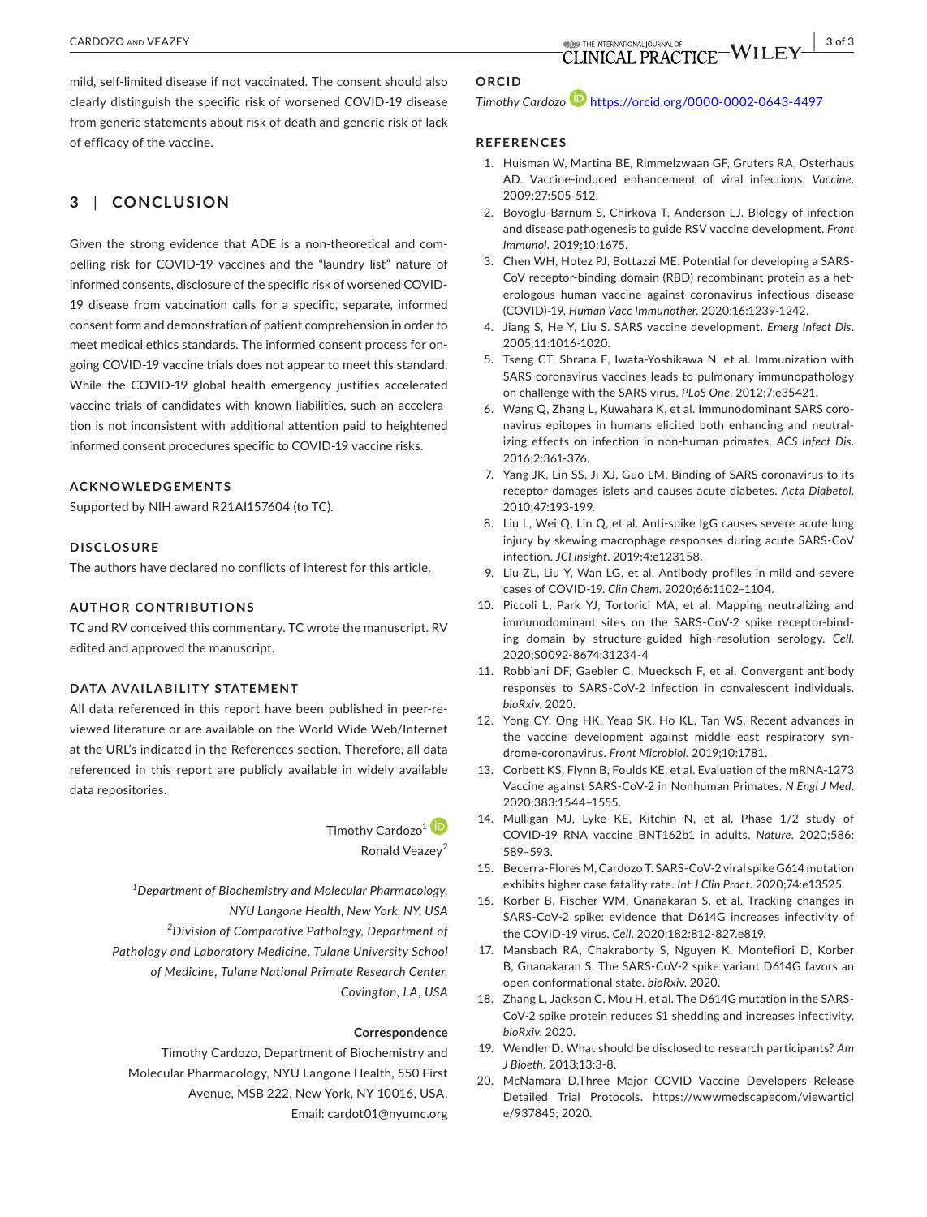mild, self-limited disease if not vaccinated. The consent should also clearly distinguish the specific risk of worsened COVID-19 disease from generic statements about risk of death and generic risk of lack of efficacy of the vaccine.

## 3 | CONCLUSION

Given the strong evidence that ADE is a non-theoretical and compelling risk for COVID-19 vaccines and the "laundry list" nature of informed consents, disclosure of the specific risk of worsened COVID-19 disease from vaccination calls for a specific, separate, informed consent form and demonstration of patient comprehension in order to meet medical ethics standards. The informed consent process for ongoing COVID-19 vaccine trials does not appear to meet this standard. While the COVID-19 global health emergency justifies accelerated vaccine trials of candidates with known liabilities, such an acceleration is not inconsistent with additional attention paid to heightened informed consent procedures specific to COVID-19 vaccine risks.

### ACKNOWLEDGEMENTS

Supported by NIH award R21AI157604 (to TC).

### DISCLOSURE

The authors have declared no conflicts of interest for this article.

### AUTHOR CONTRIBUTIONS

TC and RV conceived this commentary. TC wrote the manuscript. RV edited and approved the manuscript.

### DATA AVAILABILITY STATEMENT

All data referenced in this report have been published in peer-reviewed literature or are available on the World Wide Web/Internet at the URL's indicated in the References section. Therefore, all data referenced in this report are publicly available in widely available data repositories.

Timothy Cardozo[1]
Ronald Veazey[2]

[1]*Department of Biochemistry and Molecular Pharmacology, NYU Langone Health, New York, NY, USA*
[2]*Division of Comparative Pathology, Department of Pathology and Laboratory Medicine, Tulane University School of Medicine, Tulane National Primate Research Center, Covington, LA, USA*

**Correspondence**
Timothy Cardozo, Department of Biochemistry and Molecular Pharmacology, NYU Langone Health, 550 First Avenue, MSB 222, New York, NY 10016, USA.
Email: cardot01@nyumc.org

### ORCID

*Timothy Cardozo* https://orcid.org/0000-0002-0643-4497

### REFERENCES

1. Huisman W, Martina BE, Rimmelzwaan GF, Gruters RA, Osterhaus AD. Vaccine-induced enhancement of viral infections. *Vaccine*. 2009;27:505-512.
2. Boyoglu-Barnum S, Chirkova T, Anderson LJ. Biology of infection and disease pathogenesis to guide RSV vaccine development. *Front Immunol*. 2019;10:1675.
3. Chen WH, Hotez PJ, Bottazzi ME. Potential for developing a SARS-CoV receptor-binding domain (RBD) recombinant protein as a heterologous human vaccine against coronavirus infectious disease (COVID)-19. *Human Vacc Immunother*. 2020;16:1239-1242.
4. Jiang S, He Y, Liu S. SARS vaccine development. *Emerg Infect Dis*. 2005;11:1016-1020.
5. Tseng CT, Sbrana E, Iwata-Yoshikawa N, et al. Immunization with SARS coronavirus vaccines leads to pulmonary immunopathology on challenge with the SARS virus. *PLoS One*. 2012;7:e35421.
6. Wang Q, Zhang L, Kuwahara K, et al. Immunodominant SARS coronavirus epitopes in humans elicited both enhancing and neutralizing effects on infection in non-human primates. *ACS Infect Dis*. 2016;2:361-376.
7. Yang JK, Lin SS, Ji XJ, Guo LM. Binding of SARS coronavirus to its receptor damages islets and causes acute diabetes. *Acta Diabetol*. 2010;47:193-199.
8. Liu L, Wei Q, Lin Q, et al. Anti-spike IgG causes severe acute lung injury by skewing macrophage responses during acute SARS-CoV infection. *JCI insight*. 2019;4:e123158.
9. Liu ZL, Liu Y, Wan LG, et al. Antibody profiles in mild and severe cases of COVID-19. *Clin Chem*. 2020;66:1102–1104.
10. Piccoli L, Park YJ, Tortorici MA, et al. Mapping neutralizing and immunodominant sites on the SARS-CoV-2 spike receptor-binding domain by structure-guided high-resolution serology. *Cell*. 2020;S0092-8674:31234-4
11. Robbiani DF, Gaebler C, Muecksch F, et al. Convergent antibody responses to SARS-CoV-2 infection in convalescent individuals. *bioRxiv*. 2020.
12. Yong CY, Ong HK, Yeap SK, Ho KL, Tan WS. Recent advances in the vaccine development against middle east respiratory syndrome-coronavirus. *Front Microbiol*. 2019;10:1781.
13. Corbett KS, Flynn B, Foulds KE, et al. Evaluation of the mRNA-1273 Vaccine against SARS-CoV-2 in Nonhuman Primates. *N Engl J Med*. 2020;383:1544–1555.
14. Mulligan MJ, Lyke KE, Kitchin N, et al. Phase 1/2 study of COVID-19 RNA vaccine BNT162b1 in adults. *Nature*. 2020;586:589–593.
15. Becerra-Flores M, Cardozo T. SARS-CoV-2 viral spike G614 mutation exhibits higher case fatality rate. *Int J Clin Pract*. 2020;74:e13525.
16. Korber B, Fischer WM, Gnanakaran S, et al. Tracking changes in SARS-CoV-2 spike: evidence that D614G increases infectivity of the COVID-19 virus. *Cell*. 2020;182:812-827.e819.
17. Mansbach RA, Chakraborty S, Nguyen K, Montefiori D, Korber B, Gnanakaran S. The SARS-CoV-2 spike variant D614G favors an open conformational state. *bioRxiv*. 2020.
18. Zhang L, Jackson C, Mou H, et al. The D614G mutation in the SARS-CoV-2 spike protein reduces S1 shedding and increases infectivity. *bioRxiv*. 2020.
19. Wendler D. What should be disclosed to research participants? *Am J Bioeth*. 2013;13:3-8.
20. McNamara D.Three Major COVID Vaccine Developers Release Detailed Trial Protocols. https://wwwmedscapecom/viewarticle/937845; 2020.